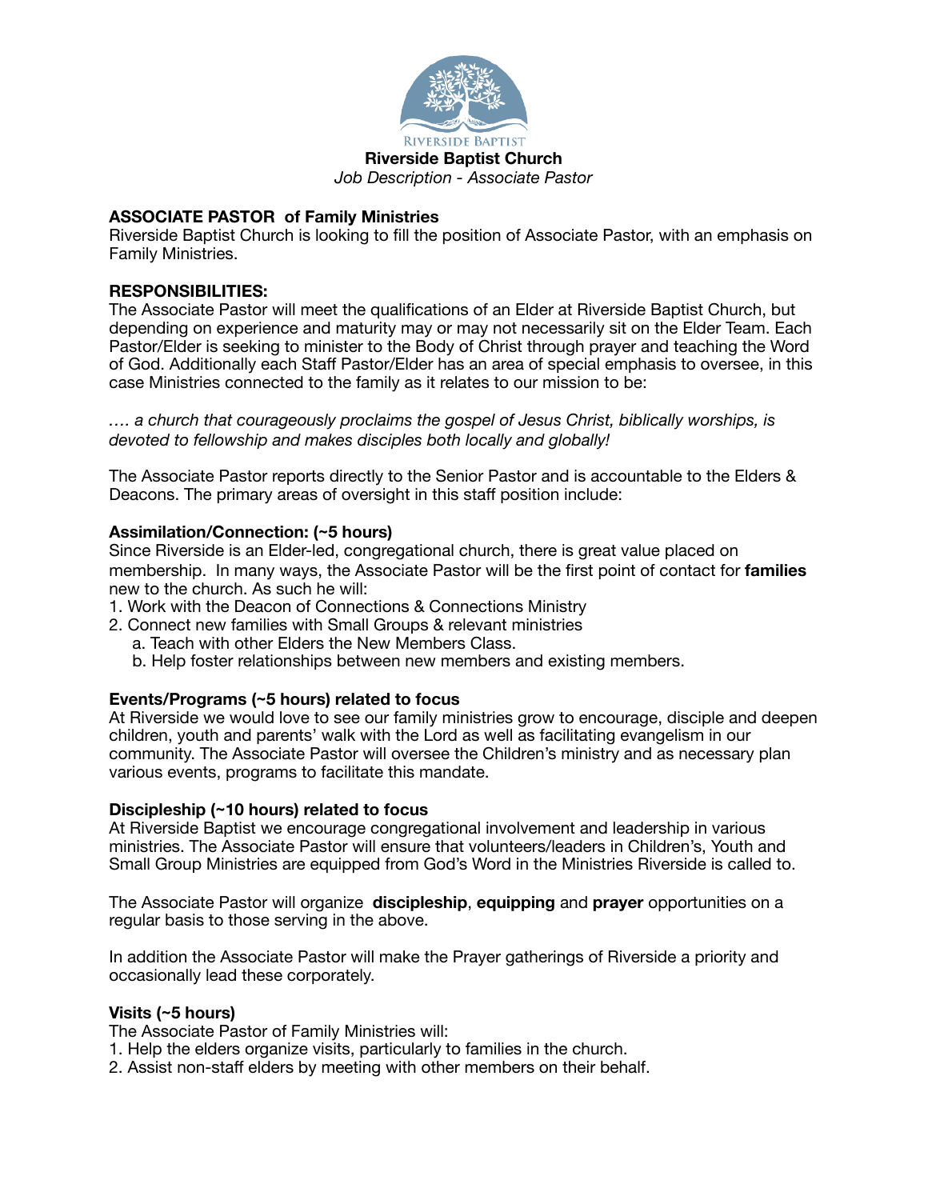RIVERSIDE BAPTIST

**Riverside Baptist Church**

*Job Description - Associate Pastor*

## ASSOCIATE PASTOR of Family Ministries

Riverside Baptist Church is looking to fill the position of Associate Pastor, with an emphasis on Family Ministries.

### RESPONSIBILITIES:

The Associate Pastor will meet the qualifications of an Elder at Riverside Baptist Church, but depending on experience and maturity may or may not necessarily sit on the Elder Team. Each Pastor/Elder is seeking to minister to the Body of Christ through prayer and teaching the Word of God. Additionally each Staff Pastor/Elder has an area of special emphasis to oversee, in this case Ministries connected to the family as it relates to our mission to be:

*…. a church that courageously proclaims the gospel of Jesus Christ, biblically worships, is devoted to fellowship and makes disciples both locally and globally!*

The Associate Pastor reports directly to the Senior Pastor and is accountable to the Elders & Deacons. The primary areas of oversight in this staff position include:

**Assimilation/Connection: (~5 hours)**

Since Riverside is an Elder-led, congregational church, there is great value placed on membership. In many ways, the Associate Pastor will be the first point of contact for **families** new to the church. As such he will:

1. Work with the Deacon of Connections & Connections Ministry
2. Connect new families with Small Groups & relevant ministries
   a. Teach with other Elders the New Members Class.
   b. Help foster relationships between new members and existing members.

**Events/Programs (~5 hours) related to focus**

At Riverside we would love to see our family ministries grow to encourage, disciple and deepen children, youth and parents' walk with the Lord as well as facilitating evangelism in our community. The Associate Pastor will oversee the Children's ministry and as necessary plan various events, programs to facilitate this mandate.

**Discipleship (~10 hours) related to focus**

At Riverside Baptist we encourage congregational involvement and leadership in various ministries. The Associate Pastor will ensure that volunteers/leaders in Children's, Youth and Small Group Ministries are equipped from God's Word in the Ministries Riverside is called to.

The Associate Pastor will organize **discipleship**, **equipping** and **prayer** opportunities on a regular basis to those serving in the above.

In addition the Associate Pastor will make the Prayer gatherings of Riverside a priority and occasionally lead these corporately.

**Visits (~5 hours)**

The Associate Pastor of Family Ministries will:

1. Help the elders organize visits, particularly to families in the church.
2. Assist non-staff elders by meeting with other members on their behalf.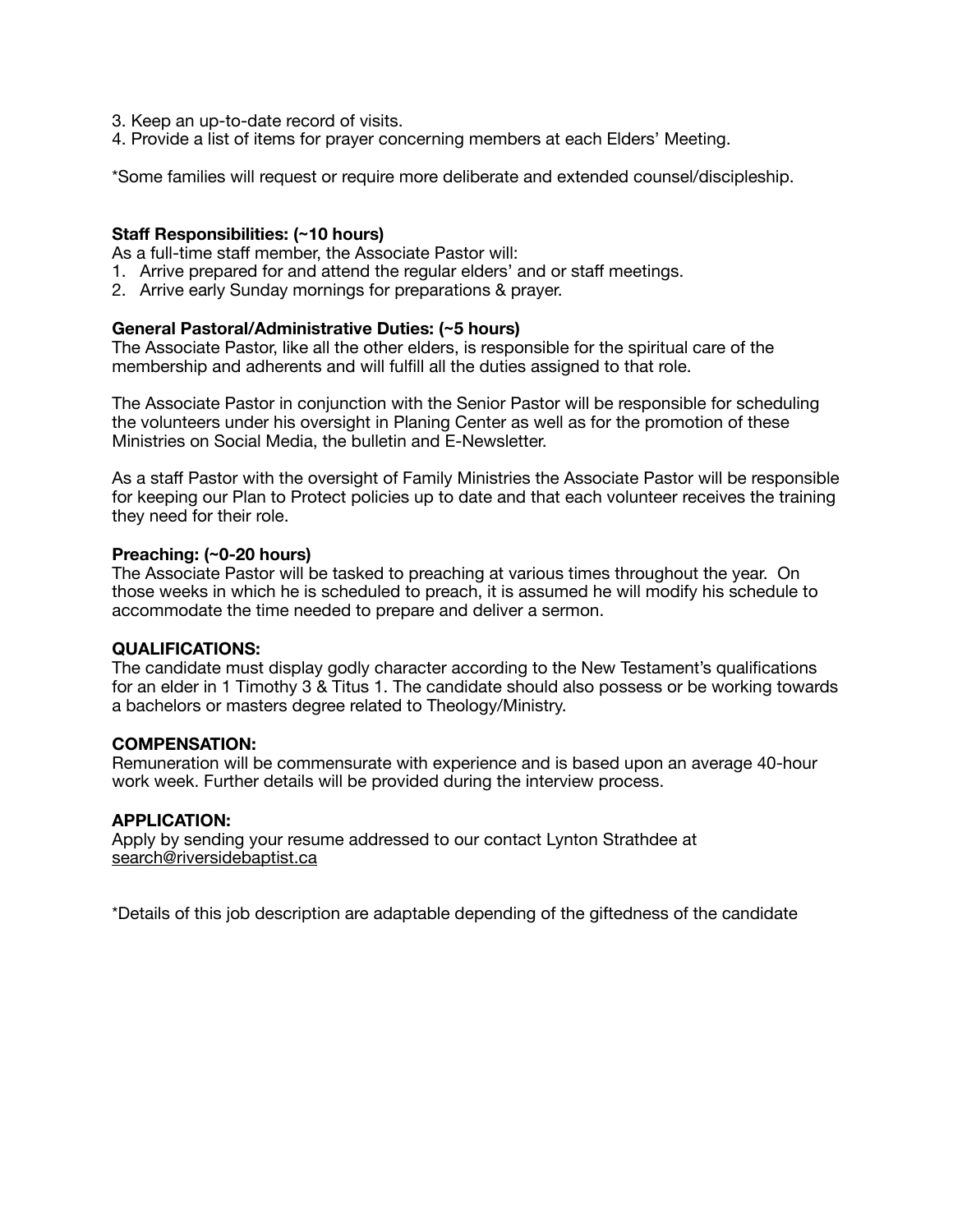3. Keep an up-to-date record of visits.
4. Provide a list of items for prayer concerning members at each Elders' Meeting.

*Some families will request or require more deliberate and extended counsel/discipleship.

**Staff Responsibilities: (~10 hours)**
As a full-time staff member, the Associate Pastor will:

1. Arrive prepared for and attend the regular elders' and or staff meetings.
2. Arrive early Sunday mornings for preparations & prayer.

**General Pastoral/Administrative Duties: (~5 hours)**
The Associate Pastor, like all the other elders, is responsible for the spiritual care of the membership and adherents and will fulfill all the duties assigned to that role.

The Associate Pastor in conjunction with the Senior Pastor will be responsible for scheduling the volunteers under his oversight in Planing Center as well as for the promotion of these Ministries on Social Media, the bulletin and E-Newsletter.

As a staff Pastor with the oversight of Family Ministries the Associate Pastor will be responsible for keeping our Plan to Protect policies up to date and that each volunteer receives the training they need for their role.

**Preaching: (~0-20 hours)**
The Associate Pastor will be tasked to preaching at various times throughout the year. On those weeks in which he is scheduled to preach, it is assumed he will modify his schedule to accommodate the time needed to prepare and deliver a sermon.

**QUALIFICATIONS:**
The candidate must display godly character according to the New Testament's qualifications for an elder in 1 Timothy 3 & Titus 1. The candidate should also possess or be working towards a bachelors or masters degree related to Theology/Ministry.

**COMPENSATION:**
Remuneration will be commensurate with experience and is based upon an average 40-hour work week. Further details will be provided during the interview process.

**APPLICATION:**
Apply by sending your resume addressed to our contact Lynton Strathdee at search@riversidebaptist.ca

*Details of this job description are adaptable depending of the giftedness of the candidate